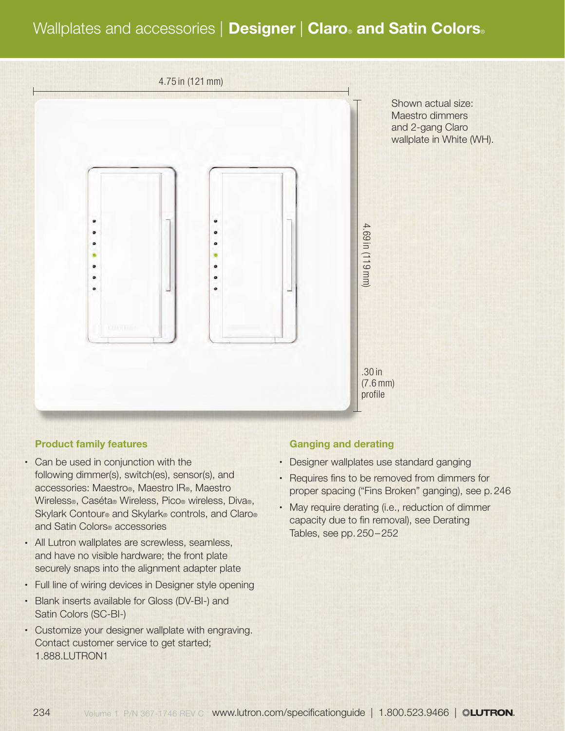# Wallplates and accessories | **Designer** | **Claro® and Satin Colors®**

4.75 in (121 mm)

4.69 in (119 mm)

.30 in (7.6 mm) profile

Shown actual size: Maestro dimmers and 2-gang Claro wallplate in White (WH).

### Product family features

- Can be used in conjunction with the following dimmer(s), switch(es), sensor(s), and accessories: Maestro®, Maestro IR®, Maestro Wireless®, Caséta® Wireless, Pico® wireless, Diva®, Skylark Contour® and Skylark® controls, and Claro® and Satin Colors® accessories
- All Lutron wallplates are screwless, seamless, and have no visible hardware; the front plate securely snaps into the alignment adapter plate
- Full line of wiring devices in Designer style opening
- Blank inserts available for Gloss (DV-BI-) and Satin Colors (SC-BI-)
- Customize your designer wallplate with engraving. Contact customer service to get started; 1.888.LUTRON1

### Ganging and derating

- Designer wallplates use standard ganging
- Requires fins to be removed from dimmers for proper spacing ("Fins Broken" ganging), see p. 246
- May require derating (i.e., reduction of dimmer capacity due to fin removal), see Derating Tables, see pp. 250–252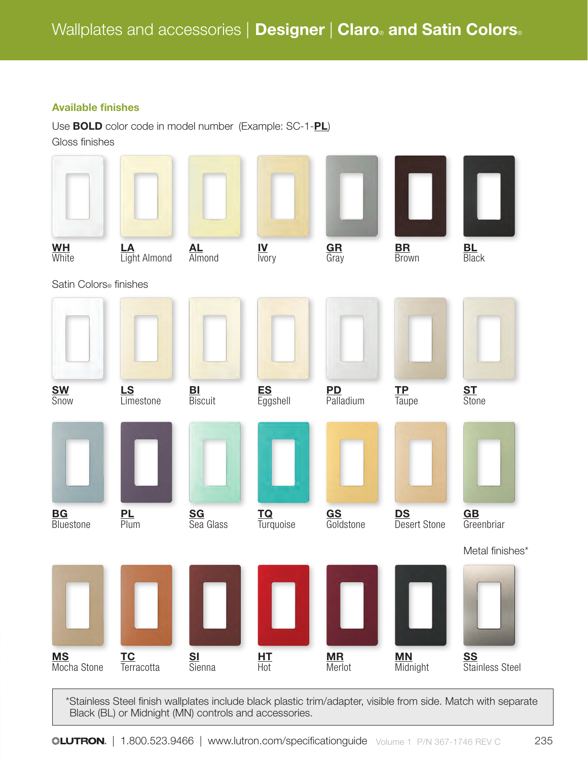# Wallplates and accessories | Designer | Claro® and Satin Colors®

## Available finishes

Use **BOLD** color code in model number (Example: SC-1-**PL**)

Gloss finishes

- **WH** White
- **LA** Light Almond
- **AL** Almond
- **IV** Ivory
- **GR** Gray
- **BR** Brown
- **BL** Black

Satin Colors® finishes

- **SW** Snow
- **LS** Limestone
- **BI** Biscuit
- **ES** Eggshell
- **PD** Palladium
- **TP** Taupe
- **ST** Stone
- **BG** Bluestone
- **PL** Plum
- **SG** Sea Glass
- **TQ** Turquoise
- **GS** Goldstone
- **DS** Desert Stone
- **GB** Greenbriar
- **MS** Mocha Stone
- **TC** Terracotta
- **SI** Sienna
- **HT** Hot
- **MR** Merlot
- **MN** Midnight

Metal finishes*

- **SS** Stainless Steel

*Stainless Steel finish wallplates include black plastic trim/adapter, visible from side. Match with separate Black (BL) or Midnight (MN) controls and accessories.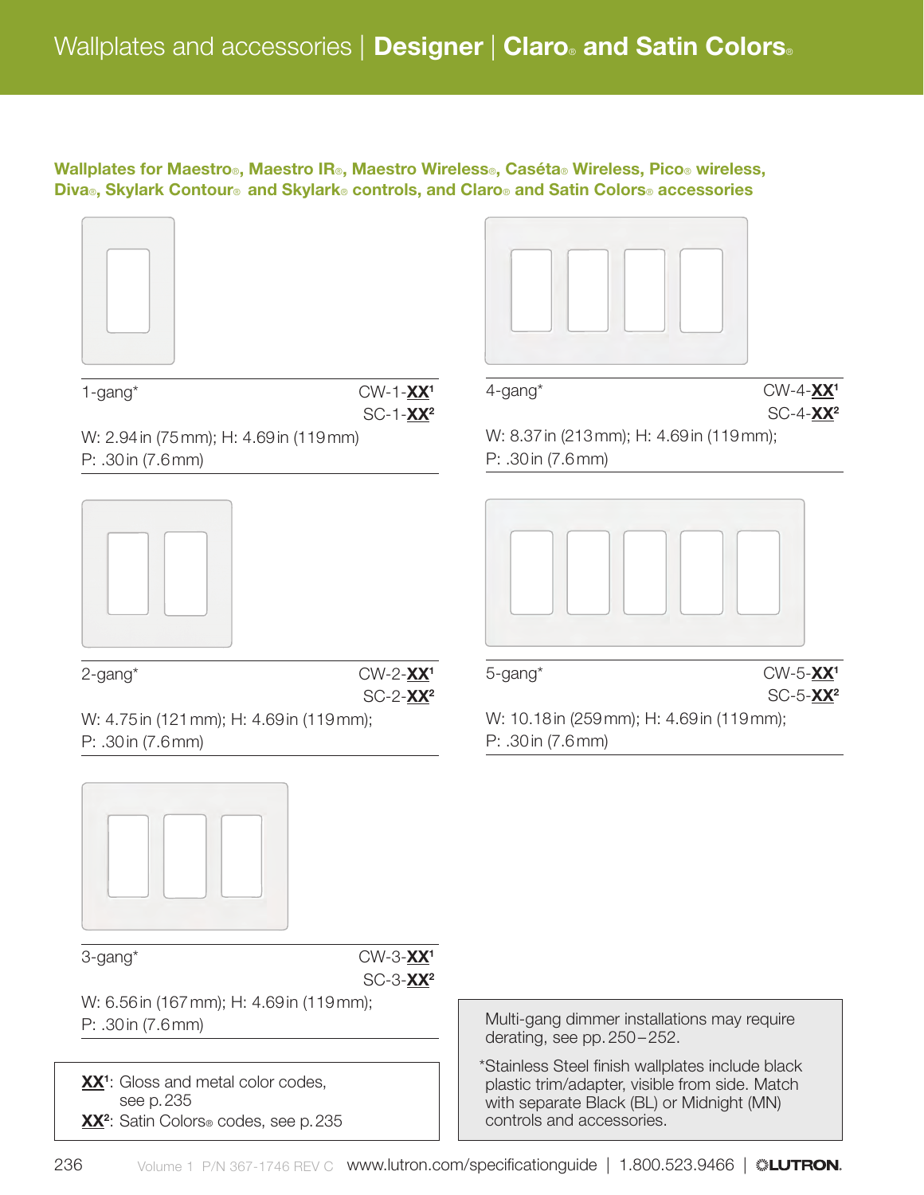# Wallplates and accessories | Designer | Claro® and Satin Colors®

## Wallplates for Maestro®, Maestro IR®, Maestro Wireless®, Caséta® Wireless, Pico® wireless, Diva®, Skylark Contour® and Skylark® controls, and Claro® and Satin Colors® accessories

**1-gang*** — CW-1-**XX**[1] / SC-1-**XX**[2]

W: 2.94 in (75 mm); H: 4.69 in (119 mm)
P: .30 in (7.6 mm)

**2-gang*** — CW-2-**XX**[1] / SC-2-**XX**[2]

W: 4.75 in (121 mm); H: 4.69 in (119 mm);
P: .30 in (7.6 mm)

**3-gang*** — CW-3-**XX**[1] / SC-3-**XX**[2]

W: 6.56 in (167 mm); H: 4.69 in (119 mm);
P: .30 in (7.6 mm)

**4-gang*** — CW-4-**XX**[1] / SC-4-**XX**[2]

W: 8.37 in (213 mm); H: 4.69 in (119 mm);
P: .30 in (7.6 mm)

**5-gang*** — CW-5-**XX**[1] / SC-5-**XX**[2]

W: 10.18 in (259 mm); H: 4.69 in (119 mm);
P: .30 in (7.6 mm)

**XX**[1]: Gloss and metal color codes, see p. 235
**XX**[2]: Satin Colors® codes, see p. 235

Multi-gang dimmer installations may require derating, see pp. 250–252.

*Stainless Steel finish wallplates include black plastic trim/adapter, visible from side. Match with separate Black (BL) or Midnight (MN) controls and accessories.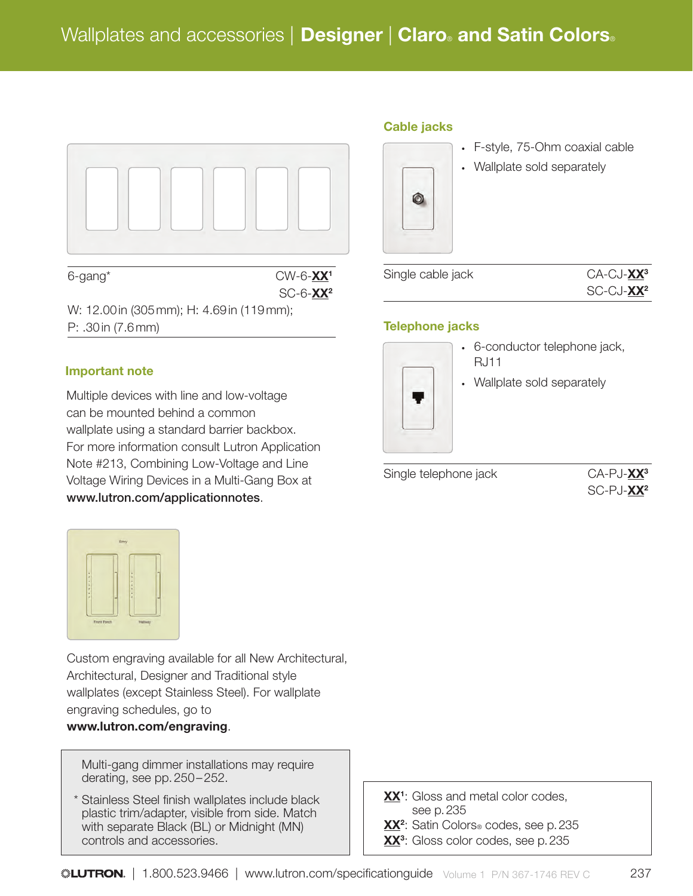# Wallplates and accessories | Designer | Claro® and Satin Colors®

| 6-gang* | CW-6-**XX**[1] SC-6-**XX**[2] |
|---|---|

W: 12.00 in (305 mm); H: 4.69 in (119 mm); P: .30 in (7.6 mm)

### Important note

Multiple devices with line and low-voltage can be mounted behind a common wallplate using a standard barrier backbox. For more information consult Lutron Application Note #213, Combining Low-Voltage and Line Voltage Wiring Devices in a Multi-Gang Box at **www.lutron.com/applicationnotes**.

Custom engraving available for all New Architectural, Architectural, Designer and Traditional style wallplates (except Stainless Steel). For wallplate engraving schedules, go to **www.lutron.com/engraving**.

Multi-gang dimmer installations may require derating, see pp. 250–252.

\* Stainless Steel finish wallplates include black plastic trim/adapter, visible from side. Match with separate Black (BL) or Midnight (MN) controls and accessories.

### Cable jacks

- F-style, 75-Ohm coaxial cable
- Wallplate sold separately

| Single cable jack | CA-CJ-**XX**[3] SC-CJ-**XX**[2] |
|---|---|

### Telephone jacks

- 6-conductor telephone jack, RJ11
- Wallplate sold separately

| Single telephone jack | CA-PJ-**XX**[3] SC-PJ-**XX**[2] |
|---|---|

**XX**[1]: Gloss and metal color codes, see p. 235
**XX**[2]: Satin Colors® codes, see p. 235
**XX**[3]: Gloss color codes, see p. 235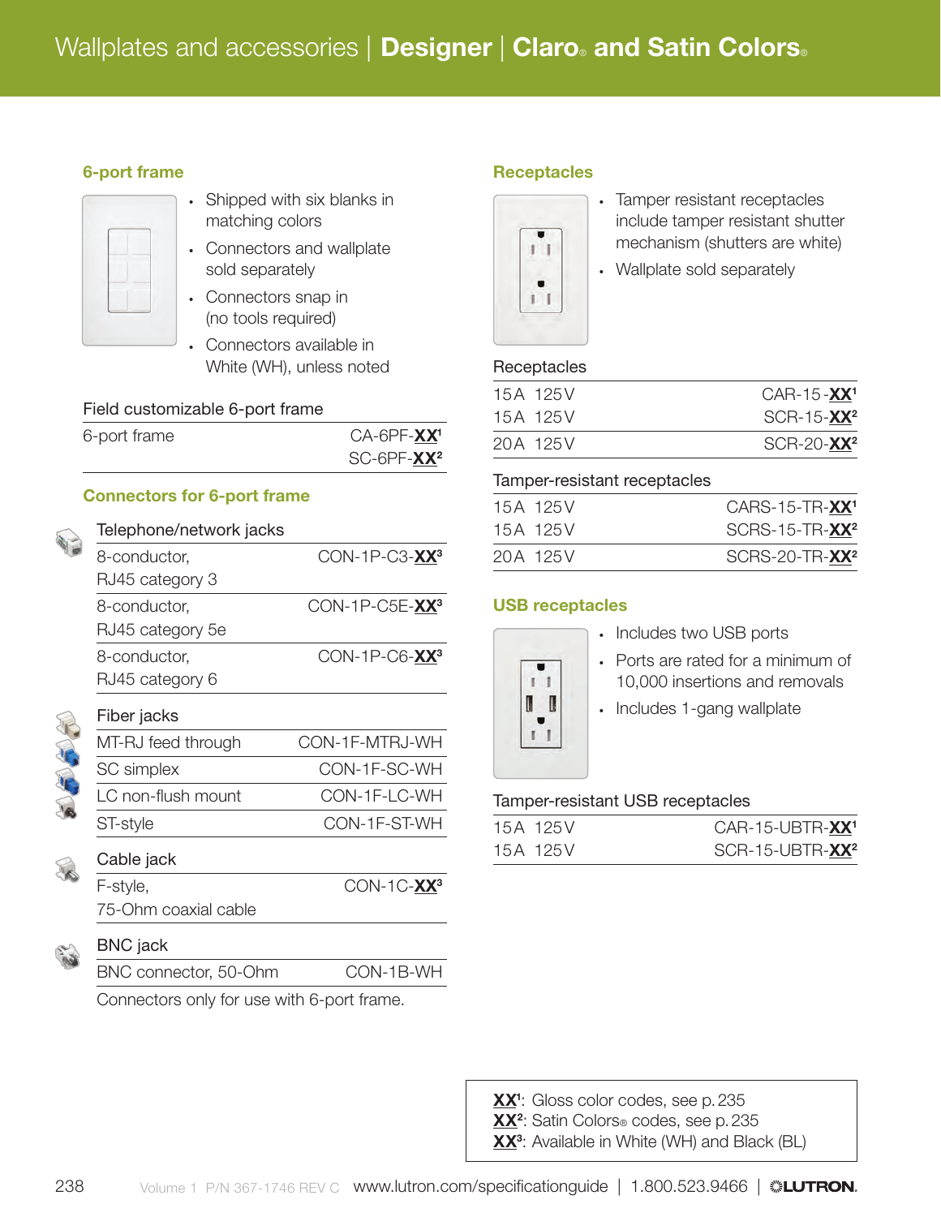# Wallplates and accessories | Designer | Claro® and Satin Colors®

## 6-port frame

- Shipped with six blanks in matching colors
- Connectors and wallplate sold separately
- Connectors snap in (no tools required)
- Connectors available in White (WH), unless noted

| Field customizable 6-port frame | |
|---|---|
| 6-port frame | CA-6PF-**XX**[1] |
| | SC-6PF-**XX**[2] |

## Connectors for 6-port frame

| Telephone/network jacks | |
|---|---|
| 8-conductor, RJ45 category 3 | CON-1P-C3-**XX**[3] |
| 8-conductor, RJ45 category 5e | CON-1P-C5E-**XX**[3] |
| 8-conductor, RJ45 category 6 | CON-1P-C6-**XX**[3] |

| Fiber jacks | |
|---|---|
| MT-RJ feed through | CON-1F-MTRJ-WH |
| SC simplex | CON-1F-SC-WH |
| LC non-flush mount | CON-1F-LC-WH |
| ST-style | CON-1F-ST-WH |

| Cable jack | |
|---|---|
| F-style, 75-Ohm coaxial cable | CON-1C-**XX**[3] |

| BNC jack | |
|---|---|
| BNC connector, 50-Ohm | CON-1B-WH |

Connectors only for use with 6-port frame.

## Receptacles

- Tamper resistant receptacles include tamper resistant shutter mechanism (shutters are white)
- Wallplate sold separately

| Receptacles | |
|---|---|
| 15A 125V | CAR-15-**XX**[1] |
| 15A 125V | SCR-15-**XX**[2] |
| 20A 125V | SCR-20-**XX**[2] |

| Tamper-resistant receptacles | |
|---|---|
| 15A 125V | CARS-15-TR-**XX**[1] |
| 15A 125V | SCRS-15-TR-**XX**[2] |
| 20A 125V | SCRS-20-TR-**XX**[2] |

## USB receptacles

- Includes two USB ports
- Ports are rated for a minimum of 10,000 insertions and removals
- Includes 1-gang wallplate

| Tamper-resistant USB receptacles | |
|---|---|
| 15A 125V | CAR-15-UBTR-**XX**[1] |
| 15A 125V | SCR-15-UBTR-**XX**[2] |

**XX**[1]: Gloss color codes, see p. 235
**XX**[2]: Satin Colors® codes, see p. 235
**XX**[3]: Available in White (WH) and Black (BL)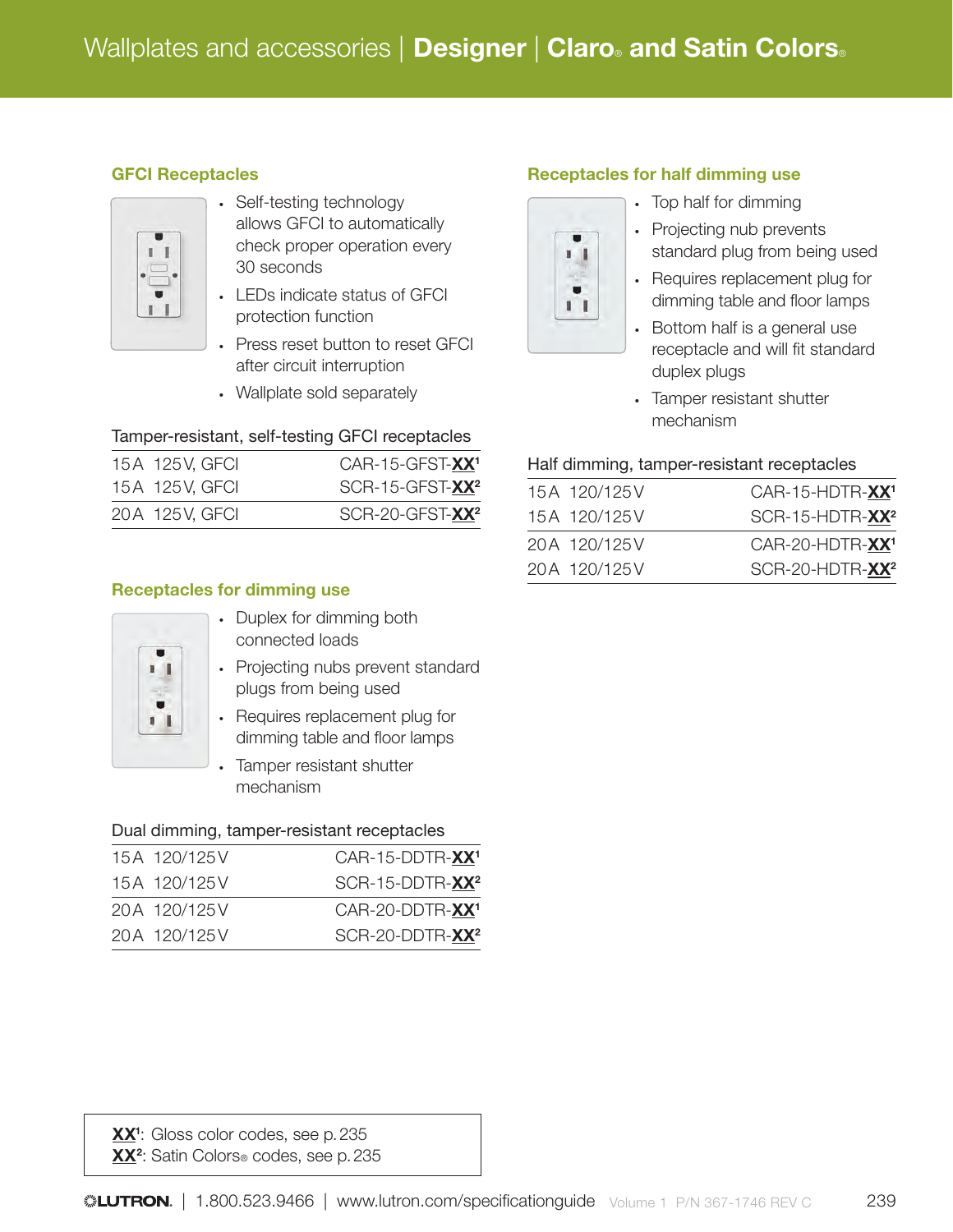## GFCI Receptacles

- Self-testing technology allows GFCI to automatically check proper operation every 30 seconds
- LEDs indicate status of GFCI protection function
- Press reset button to reset GFCI after circuit interruption
- Wallplate sold separately

**Tamper-resistant, self-testing GFCI receptacles**

| Rating | Model |
|---|---|
| 15 A 125 V, GFCI | CAR-15-GFST-**XX**[1] |
| 15 A 125 V, GFCI | SCR-15-GFST-**XX**[2] |
| 20 A 125 V, GFCI | SCR-20-GFST-**XX**[2] |

## Receptacles for dimming use

- Duplex for dimming both connected loads
- Projecting nubs prevent standard plugs from being used
- Requires replacement plug for dimming table and floor lamps
- Tamper resistant shutter mechanism

**Dual dimming, tamper-resistant receptacles**

| Rating | Model |
|---|---|
| 15 A 120/125 V | CAR-15-DDTR-**XX**[1] |
| 15 A 120/125 V | SCR-15-DDTR-**XX**[2] |
| 20 A 120/125 V | CAR-20-DDTR-**XX**[1] |
| 20 A 120/125 V | SCR-20-DDTR-**XX**[2] |

## Receptacles for half dimming use

- Top half for dimming
- Projecting nub prevents standard plug from being used
- Requires replacement plug for dimming table and floor lamps
- Bottom half is a general use receptacle and will fit standard duplex plugs
- Tamper resistant shutter mechanism

**Half dimming, tamper-resistant receptacles**

| Rating | Model |
|---|---|
| 15 A 120/125 V | CAR-15-HDTR-**XX**[1] |
| 15 A 120/125 V | SCR-15-HDTR-**XX**[2] |
| 20 A 120/125 V | CAR-20-HDTR-**XX**[1] |
| 20 A 120/125 V | SCR-20-HDTR-**XX**[2] |

**XX**[1]: Gloss color codes, see p. 235
**XX**[2]: Satin Colors® codes, see p. 235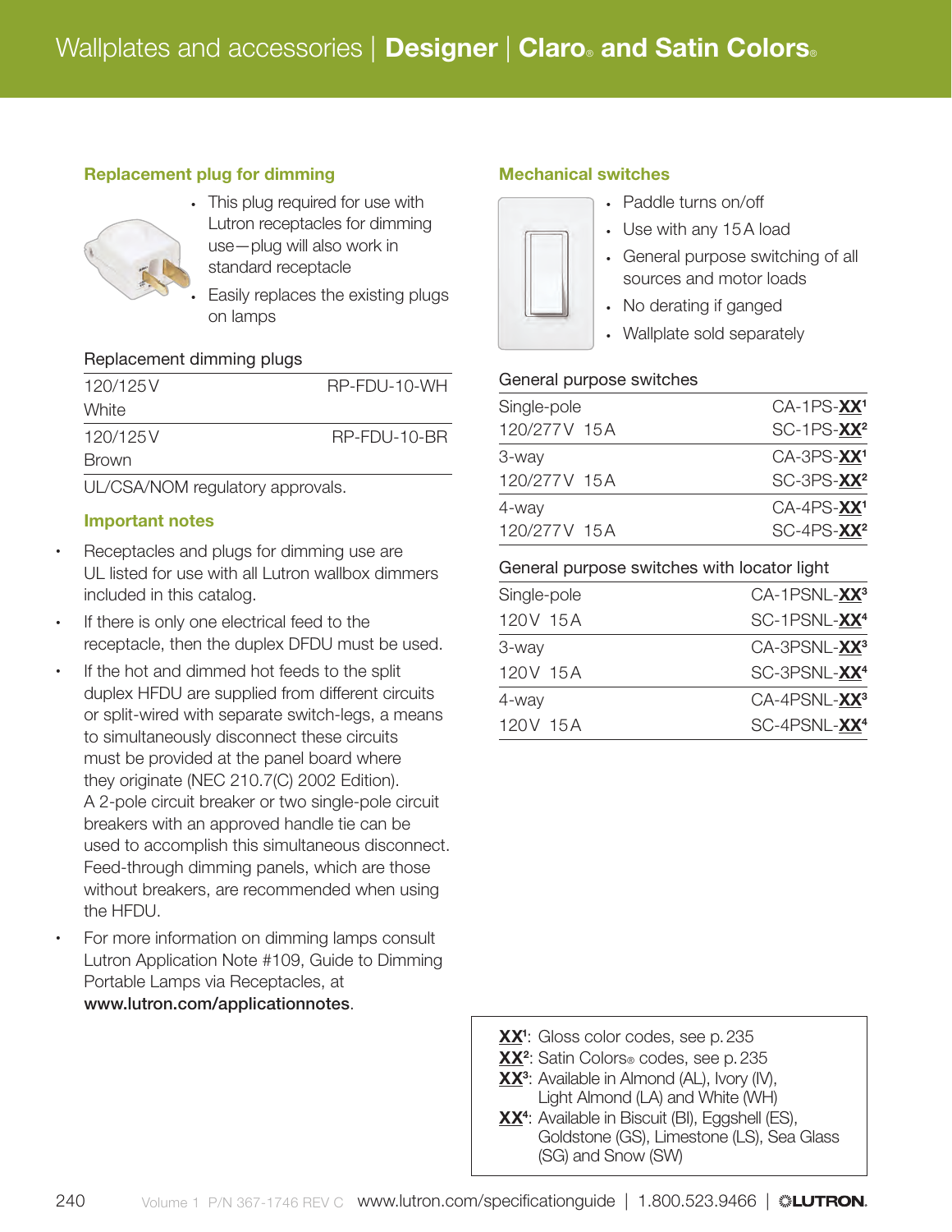# Wallplates and accessories | Designer | Claro® and Satin Colors®

## Replacement plug for dimming

- This plug required for use with Lutron receptacles for dimming use—plug will also work in standard receptacle
- Easily replaces the existing plugs on lamps

Replacement dimming plugs

| | |
|---|---|
| 120/125V White | RP-FDU-10-WH |
| 120/125V Brown | RP-FDU-10-BR |

UL/CSA/NOM regulatory approvals.

## Important notes

- Receptacles and plugs for dimming use are UL listed for use with all Lutron wallbox dimmers included in this catalog.
- If there is only one electrical feed to the receptacle, then the duplex DFDU must be used.
- If the hot and dimmed hot feeds to the split duplex HFDU are supplied from different circuits or split-wired with separate switch-legs, a means to simultaneously disconnect these circuits must be provided at the panel board where they originate (NEC 210.7(C) 2002 Edition). A 2-pole circuit breaker or two single-pole circuit breakers with an approved handle tie can be used to accomplish this simultaneous disconnect. Feed-through dimming panels, which are those without breakers, are recommended when using the HFDU.
- For more information on dimming lamps consult Lutron Application Note #109, Guide to Dimming Portable Lamps via Receptacles, at **www.lutron.com/applicationnotes**.

## Mechanical switches

- Paddle turns on/off
- Use with any 15A load
- General purpose switching of all sources and motor loads
- No derating if ganged
- Wallplate sold separately

General purpose switches

| | |
|---|---|
| Single-pole 120/277V 15A | CA-1PS-**XX**[1] SC-1PS-**XX**[2] |
| 3-way 120/277V 15A | CA-3PS-**XX**[1] SC-3PS-**XX**[2] |
| 4-way 120/277V 15A | CA-4PS-**XX**[1] SC-4PS-**XX**[2] |

General purpose switches with locator light

| | |
|---|---|
| Single-pole 120V 15A | CA-1PSNL-**XX**[3] SC-1PSNL-**XX**[4] |
| 3-way 120V 15A | CA-3PSNL-**XX**[3] SC-3PSNL-**XX**[4] |
| 4-way 120V 15A | CA-4PSNL-**XX**[3] SC-4PSNL-**XX**[4] |

**XX**[1]: Gloss color codes, see p. 235
**XX**[2]: Satin Colors® codes, see p. 235
**XX**[3]: Available in Almond (AL), Ivory (IV), Light Almond (LA) and White (WH)
**XX**[4]: Available in Biscuit (BI), Eggshell (ES), Goldstone (GS), Limestone (LS), Sea Glass (SG) and Snow (SW)